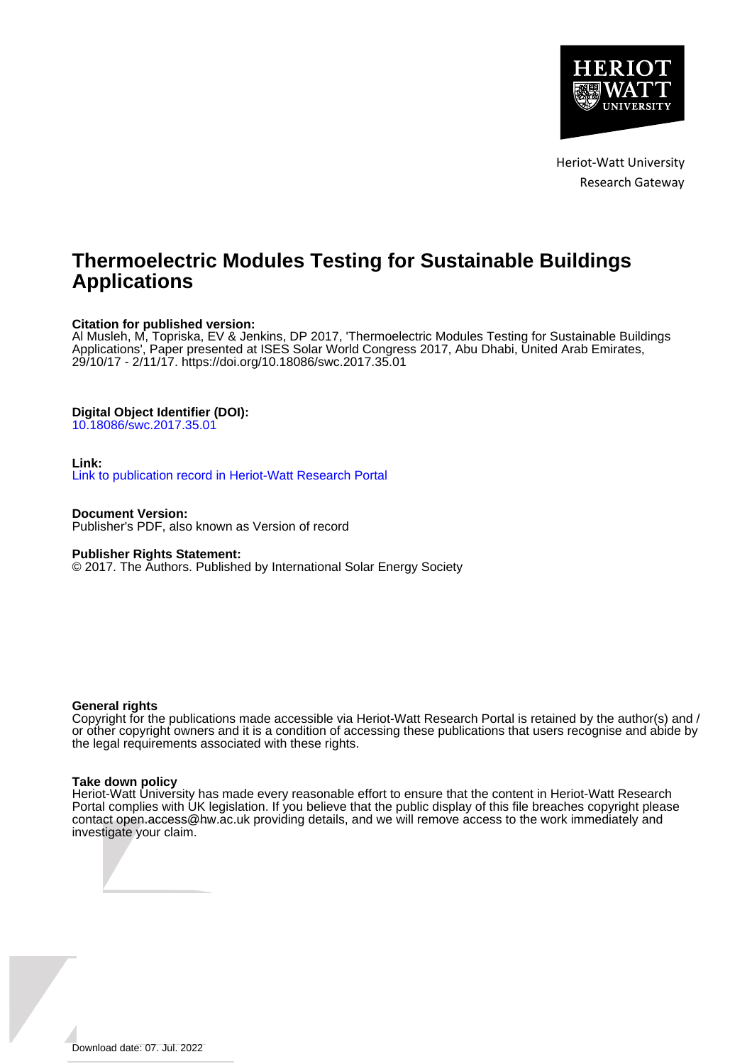Heriot-Watt University
Research Gateway

# Thermoelectric Modules Testing for Sustainable Buildings Applications

**Citation for published version:**
Al Musleh, M, Topriska, EV & Jenkins, DP 2017, 'Thermoelectric Modules Testing for Sustainable Buildings Applications', Paper presented at ISES Solar World Congress 2017, Abu Dhabi, United Arab Emirates, 29/10/17 - 2/11/17. https://doi.org/10.18086/swc.2017.35.01

**Digital Object Identifier (DOI):**
10.18086/swc.2017.35.01

**Link:**
Link to publication record in Heriot-Watt Research Portal

**Document Version:**
Publisher's PDF, also known as Version of record

**Publisher Rights Statement:**
© 2017. The Authors. Published by International Solar Energy Society

**General rights**
Copyright for the publications made accessible via Heriot-Watt Research Portal is retained by the author(s) and / or other copyright owners and it is a condition of accessing these publications that users recognise and abide by the legal requirements associated with these rights.

**Take down policy**
Heriot-Watt University has made every reasonable effort to ensure that the content in Heriot-Watt Research Portal complies with UK legislation. If you believe that the public display of this file breaches copyright please contact open.access@hw.ac.uk providing details, and we will remove access to the work immediately and investigate your claim.

Download date: 07. Jul. 2022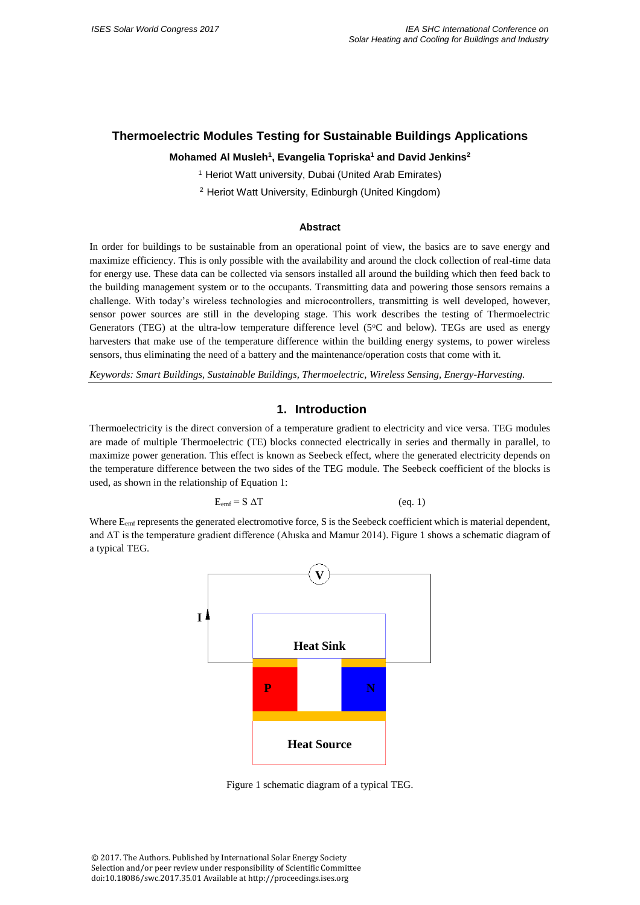# Thermoelectric Modules Testing for Sustainable Buildings Applications

**Mohamed Al Musleh[1], Evangelia Topriska[1] and David Jenkins[2]**

[1] Heriot Watt university, Dubai (United Arab Emirates)

[2] Heriot Watt University, Edinburgh (United Kingdom)

### Abstract

In order for buildings to be sustainable from an operational point of view, the basics are to save energy and maximize efficiency. This is only possible with the availability and around the clock collection of real-time data for energy use. These data can be collected via sensors installed all around the building which then feed back to the building management system or to the occupants. Transmitting data and powering those sensors remains a challenge. With today's wireless technologies and microcontrollers, transmitting is well developed, however, sensor power sources are still in the developing stage. This work describes the testing of Thermoelectric Generators (TEG) at the ultra-low temperature difference level (5°C and below). TEGs are used as energy harvesters that make use of the temperature difference within the building energy systems, to power wireless sensors, thus eliminating the need of a battery and the maintenance/operation costs that come with it.

*Keywords: Smart Buildings, Sustainable Buildings, Thermoelectric, Wireless Sensing, Energy-Harvesting.*

## 1. Introduction

Thermoelectricity is the direct conversion of a temperature gradient to electricity and vice versa. TEG modules are made of multiple Thermoelectric (TE) blocks connected electrically in series and thermally in parallel, to maximize power generation. This effect is known as Seebeck effect, where the generated electricity depends on the temperature difference between the two sides of the TEG module. The Seebeck coefficient of the blocks is used, as shown in the relationship of Equation 1:

$$E_{emf} = S\,\Delta T \qquad \text{(eq. 1)}$$

Where $E_{emf}$ represents the generated electromotive force, S is the Seebeck coefficient which is material dependent, and ΔT is the temperature gradient difference (Ahıska and Mamur 2014). Figure 1 shows a schematic diagram of a typical TEG.

Figure 1 schematic diagram of a typical TEG.

© 2017. The Authors. Published by International Solar Energy Society
Selection and/or peer review under responsibility of Scientific Committee
doi:10.18086/swc.2017.35.01 Available at http://proceedings.ises.org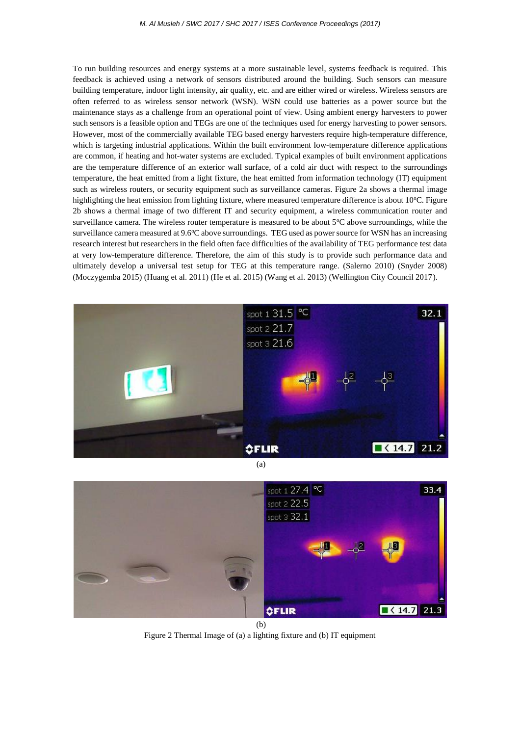To run building resources and energy systems at a more sustainable level, systems feedback is required. This feedback is achieved using a network of sensors distributed around the building. Such sensors can measure building temperature, indoor light intensity, air quality, etc. and are either wired or wireless. Wireless sensors are often referred to as wireless sensor network (WSN). WSN could use batteries as a power source but the maintenance stays as a challenge from an operational point of view. Using ambient energy harvesters to power such sensors is a feasible option and TEGs are one of the techniques used for energy harvesting to power sensors. However, most of the commercially available TEG based energy harvesters require high-temperature difference, which is targeting industrial applications. Within the built environment low-temperature difference applications are common, if heating and hot-water systems are excluded. Typical examples of built environment applications are the temperature difference of an exterior wall surface, of a cold air duct with respect to the surroundings temperature, the heat emitted from a light fixture, the heat emitted from information technology (IT) equipment such as wireless routers, or security equipment such as surveillance cameras. Figure 2a shows a thermal image highlighting the heat emission from lighting fixture, where measured temperature difference is about 10°C. Figure 2b shows a thermal image of two different IT and security equipment, a wireless communication router and surveillance camera. The wireless router temperature is measured to be about 5°C above surroundings, while the surveillance camera measured at 9.6°C above surroundings. TEG used as power source for WSN has an increasing research interest but researchers in the field often face difficulties of the availability of TEG performance test data at very low-temperature difference. Therefore, the aim of this study is to provide such performance data and ultimately develop a universal test setup for TEG at this temperature range. (Salerno 2010) (Snyder 2008) (Moczygemba 2015) (Huang et al. 2011) (He et al. 2015) (Wang et al. 2013) (Wellington City Council 2017).

(a)

(b)

Figure 2 Thermal Image of (a) a lighting fixture and (b) IT equipment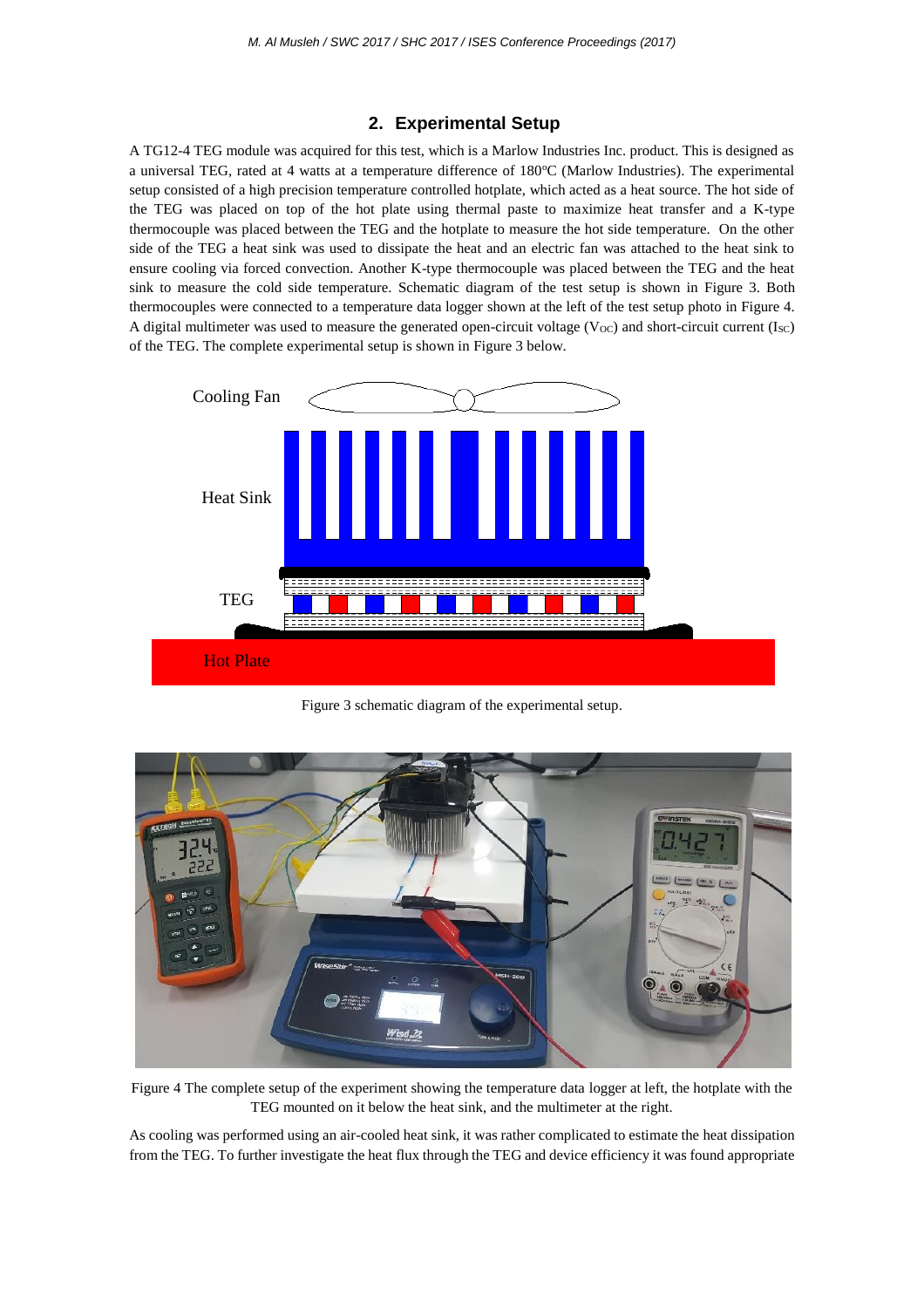## 2. Experimental Setup

A TG12-4 TEG module was acquired for this test, which is a Marlow Industries Inc. product. This is designed as a universal TEG, rated at 4 watts at a temperature difference of 180ºC (Marlow Industries). The experimental setup consisted of a high precision temperature controlled hotplate, which acted as a heat source. The hot side of the TEG was placed on top of the hot plate using thermal paste to maximize heat transfer and a K-type thermocouple was placed between the TEG and the hotplate to measure the hot side temperature. On the other side of the TEG a heat sink was used to dissipate the heat and an electric fan was attached to the heat sink to ensure cooling via forced convection. Another K-type thermocouple was placed between the TEG and the heat sink to measure the cold side temperature. Schematic diagram of the test setup is shown in Figure 3. Both thermocouples were connected to a temperature data logger shown at the left of the test setup photo in Figure 4. A digital multimeter was used to measure the generated open-circuit voltage ($V_{OC}$) and short-circuit current ($I_{SC}$) of the TEG. The complete experimental setup is shown in Figure 3 below.

Figure 3 schematic diagram of the experimental setup.

Figure 4 The complete setup of the experiment showing the temperature data logger at left, the hotplate with the TEG mounted on it below the heat sink, and the multimeter at the right.

As cooling was performed using an air-cooled heat sink, it was rather complicated to estimate the heat dissipation from the TEG. To further investigate the heat flux through the TEG and device efficiency it was found appropriate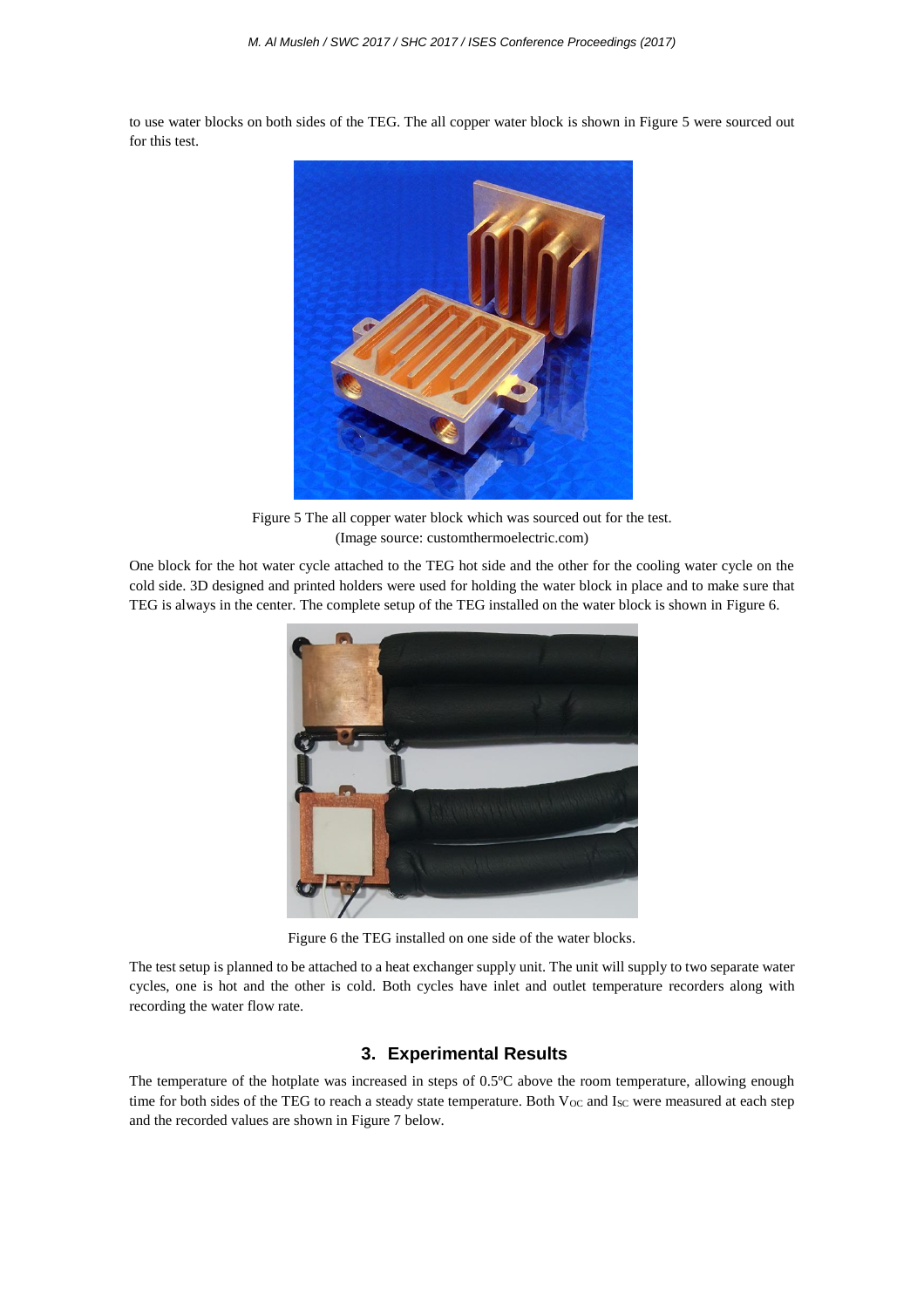to use water blocks on both sides of the TEG. The all copper water block is shown in Figure 5 were sourced out for this test.

Figure 5 The all copper water block which was sourced out for the test.
(Image source: customthermoelectric.com)

One block for the hot water cycle attached to the TEG hot side and the other for the cooling water cycle on the cold side. 3D designed and printed holders were used for holding the water block in place and to make sure that TEG is always in the center. The complete setup of the TEG installed on the water block is shown in Figure 6.

Figure 6 the TEG installed on one side of the water blocks.

The test setup is planned to be attached to a heat exchanger supply unit. The unit will supply to two separate water cycles, one is hot and the other is cold. Both cycles have inlet and outlet temperature recorders along with recording the water flow rate.

## 3. Experimental Results

The temperature of the hotplate was increased in steps of 0.5ºC above the room temperature, allowing enough time for both sides of the TEG to reach a steady state temperature. Both $V_{OC}$ and $I_{SC}$ were measured at each step and the recorded values are shown in Figure 7 below.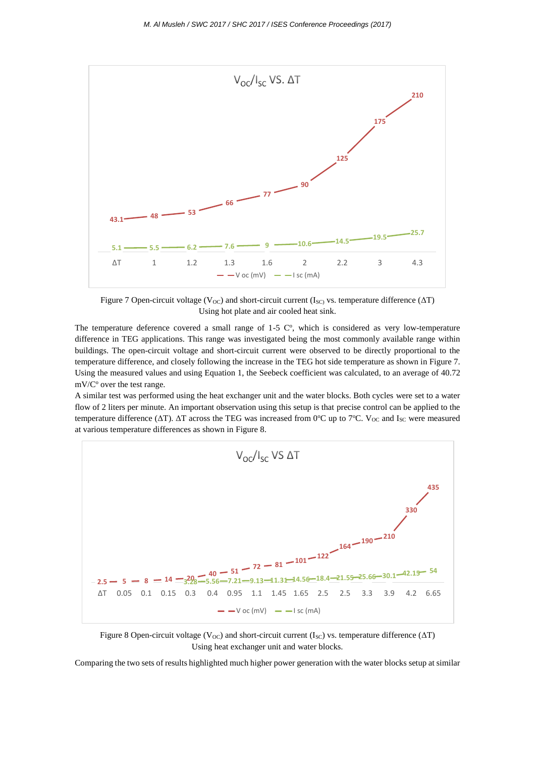Figure 7 Open-circuit voltage ($V_{OC}$) and short-circuit current ($I_{SC}$) vs. temperature difference (ΔT) Using hot plate and air cooled heat sink.

The temperature deference covered a small range of 1-5 C°, which is considered as very low-temperature difference in TEG applications. This range was investigated being the most commonly available range within buildings. The open-circuit voltage and short-circuit current were observed to be directly proportional to the temperature difference, and closely following the increase in the TEG hot side temperature as shown in Figure 7. Using the measured values and using Equation 1, the Seebeck coefficient was calculated, to an average of 40.72 mV/C° over the test range.

A similar test was performed using the heat exchanger unit and the water blocks. Both cycles were set to a water flow of 2 liters per minute. An important observation using this setup is that precise control can be applied to the temperature difference (ΔT). ΔT across the TEG was increased from 0°C up to 7°C. $V_{OC}$ and $I_{SC}$ were measured at various temperature differences as shown in Figure 8.

Figure 8 Open-circuit voltage ($V_{OC}$) and short-circuit current ($I_{SC}$) vs. temperature difference (ΔT) Using heat exchanger unit and water blocks.

Comparing the two sets of results highlighted much higher power generation with the water blocks setup at similar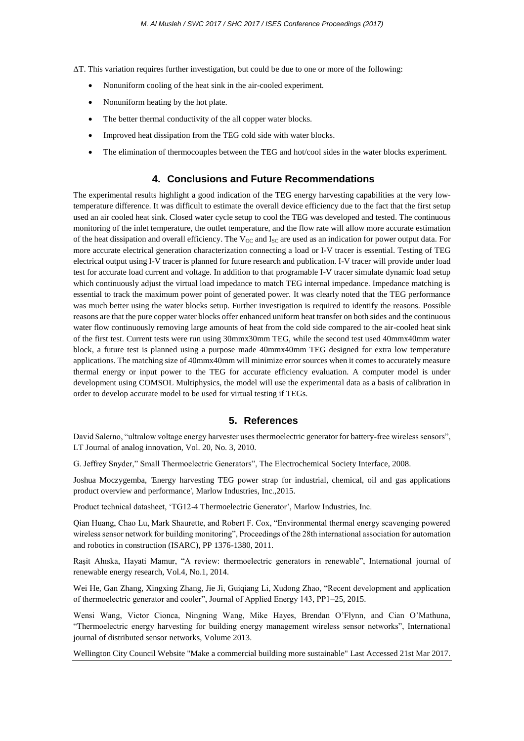ΔT. This variation requires further investigation, but could be due to one or more of the following:

- Nonuniform cooling of the heat sink in the air-cooled experiment.
- Nonuniform heating by the hot plate.
- The better thermal conductivity of the all copper water blocks.
- Improved heat dissipation from the TEG cold side with water blocks.
- The elimination of thermocouples between the TEG and hot/cool sides in the water blocks experiment.

## 4. Conclusions and Future Recommendations

The experimental results highlight a good indication of the TEG energy harvesting capabilities at the very low-temperature difference. It was difficult to estimate the overall device efficiency due to the fact that the first setup used an air cooled heat sink. Closed water cycle setup to cool the TEG was developed and tested. The continuous monitoring of the inlet temperature, the outlet temperature, and the flow rate will allow more accurate estimation of the heat dissipation and overall efficiency. The $V_{OC}$ and $I_{SC}$ are used as an indication for power output data. For more accurate electrical generation characterization connecting a load or I-V tracer is essential. Testing of TEG electrical output using I-V tracer is planned for future research and publication. I-V tracer will provide under load test for accurate load current and voltage. In addition to that programable I-V tracer simulate dynamic load setup which continuously adjust the virtual load impedance to match TEG internal impedance. Impedance matching is essential to track the maximum power point of generated power. It was clearly noted that the TEG performance was much better using the water blocks setup. Further investigation is required to identify the reasons. Possible reasons are that the pure copper water blocks offer enhanced uniform heat transfer on both sides and the continuous water flow continuously removing large amounts of heat from the cold side compared to the air-cooled heat sink of the first test. Current tests were run using 30mmx30mm TEG, while the second test used 40mmx40mm water block, a future test is planned using a purpose made 40mmx40mm TEG designed for extra low temperature applications. The matching size of 40mmx40mm will minimize error sources when it comes to accurately measure thermal energy or input power to the TEG for accurate efficiency evaluation. A computer model is under development using COMSOL Multiphysics, the model will use the experimental data as a basis of calibration in order to develop accurate model to be used for virtual testing if TEGs.

## 5. References

David Salerno, "ultralow voltage energy harvester uses thermoelectric generator for battery-free wireless sensors", LT Journal of analog innovation, Vol. 20, No. 3, 2010.

G. Jeffrey Snyder," Small Thermoelectric Generators", The Electrochemical Society Interface, 2008.

Joshua Moczygemba, 'Energy harvesting TEG power strap for industrial, chemical, oil and gas applications product overview and performance', Marlow Industries, Inc.,2015.

Product technical datasheet, 'TG12-4 Thermoelectric Generator', Marlow Industries, Inc.

Qian Huang, Chao Lu, Mark Shaurette, and Robert F. Cox, "Environmental thermal energy scavenging powered wireless sensor network for building monitoring", Proceedings of the 28th international association for automation and robotics in construction (ISARC), PP 1376-1380, 2011.

Raşit Ahıska, Hayati Mamur, "A review: thermoelectric generators in renewable", International journal of renewable energy research, Vol.4, No.1, 2014.

Wei He, Gan Zhang, Xingxing Zhang, Jie Ji, Guiqiang Li, Xudong Zhao, "Recent development and application of thermoelectric generator and cooler", Journal of Applied Energy 143, PP1–25, 2015.

Wensi Wang, Victor Cionca, Ningning Wang, Mike Hayes, Brendan O'Flynn, and Cian O'Mathuna, "Thermoelectric energy harvesting for building energy management wireless sensor networks", International journal of distributed sensor networks, Volume 2013.

Wellington City Council Website "Make a commercial building more sustainable" Last Accessed 21st Mar 2017.